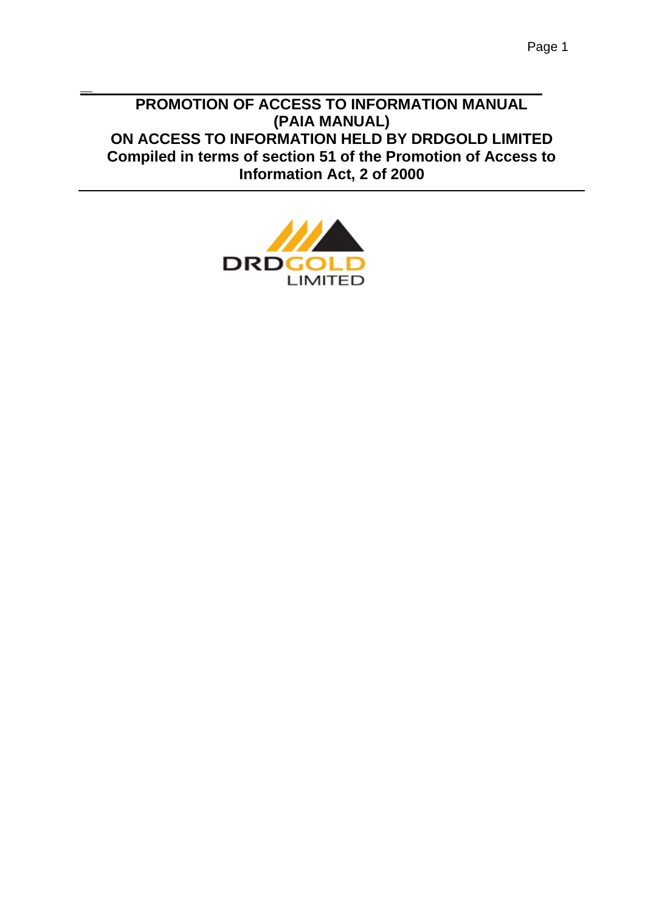# PROMOTION OF ACCESS TO INFORMATION MANUAL (PAIA MANUAL)

# ON ACCESS TO INFORMATION HELD BY DRDGOLD LIMITED

**Compiled in terms of section 51 of the Promotion of Access to Information Act, 2 of 2000**

DRDGOLD LIMITED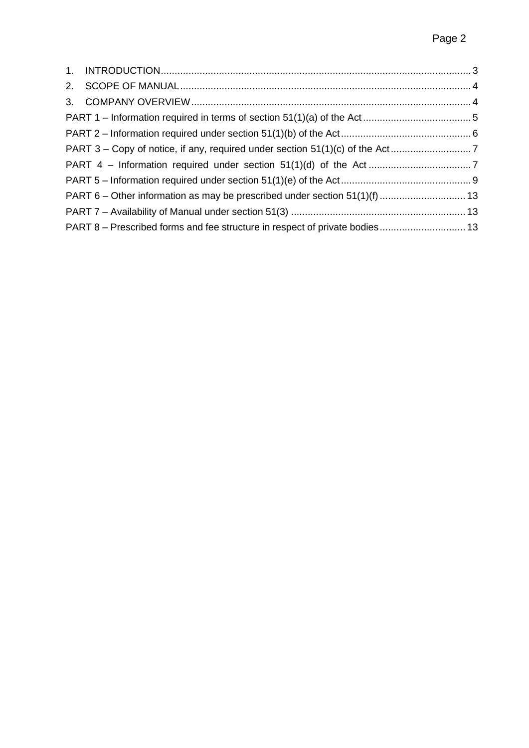1. INTRODUCTION ..... 3
2. SCOPE OF MANUAL ..... 4
3. COMPANY OVERVIEW ..... 4

PART 1 – Information required in terms of section 51(1)(a) of the Act ..... 5

PART 2 – Information required under section 51(1)(b) of the Act ..... 6

PART 3 – Copy of notice, if any, required under section 51(1)(c) of the Act ..... 7

PART 4 – Information required under section 51(1)(d) of the Act ..... 7

PART 5 – Information required under section 51(1)(e) of the Act ..... 9

PART 6 – Other information as may be prescribed under section 51(1)(f) ..... 13

PART 7 – Availability of Manual under section 51(3) ..... 13

PART 8 – Prescribed forms and fee structure in respect of private bodies ..... 13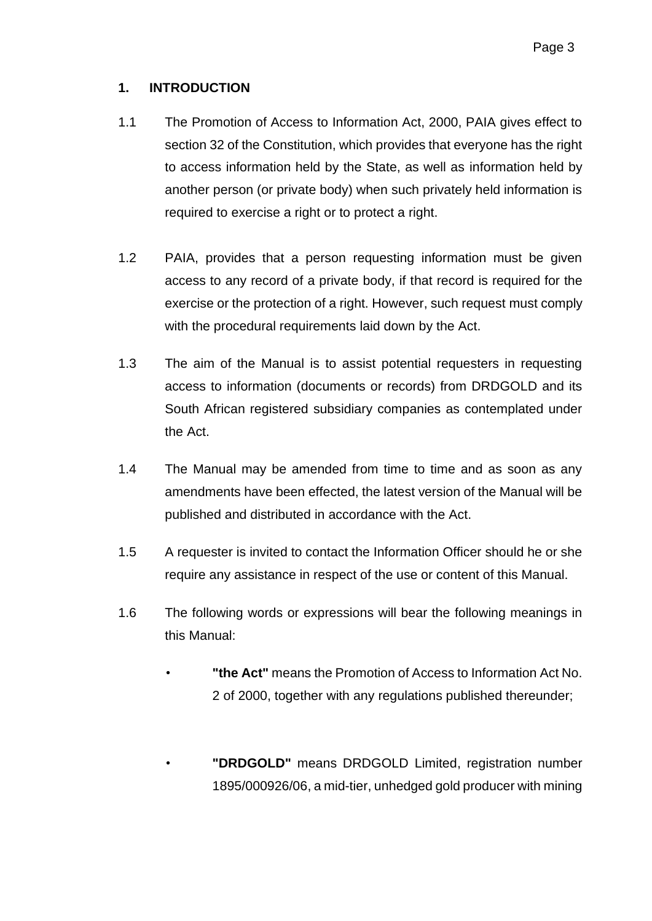## 1. INTRODUCTION

1.1 The Promotion of Access to Information Act, 2000, PAIA gives effect to section 32 of the Constitution, which provides that everyone has the right to access information held by the State, as well as information held by another person (or private body) when such privately held information is required to exercise a right or to protect a right.

1.2 PAIA, provides that a person requesting information must be given access to any record of a private body, if that record is required for the exercise or the protection of a right. However, such request must comply with the procedural requirements laid down by the Act.

1.3 The aim of the Manual is to assist potential requesters in requesting access to information (documents or records) from DRDGOLD and its South African registered subsidiary companies as contemplated under the Act.

1.4 The Manual may be amended from time to time and as soon as any amendments have been effected, the latest version of the Manual will be published and distributed in accordance with the Act.

1.5 A requester is invited to contact the Information Officer should he or she require any assistance in respect of the use or content of this Manual.

1.6 The following words or expressions will bear the following meanings in this Manual:

- **"the Act"** means the Promotion of Access to Information Act No. 2 of 2000, together with any regulations published thereunder;

- **"DRDGOLD"** means DRDGOLD Limited, registration number 1895/000926/06, a mid-tier, unhedged gold producer with mining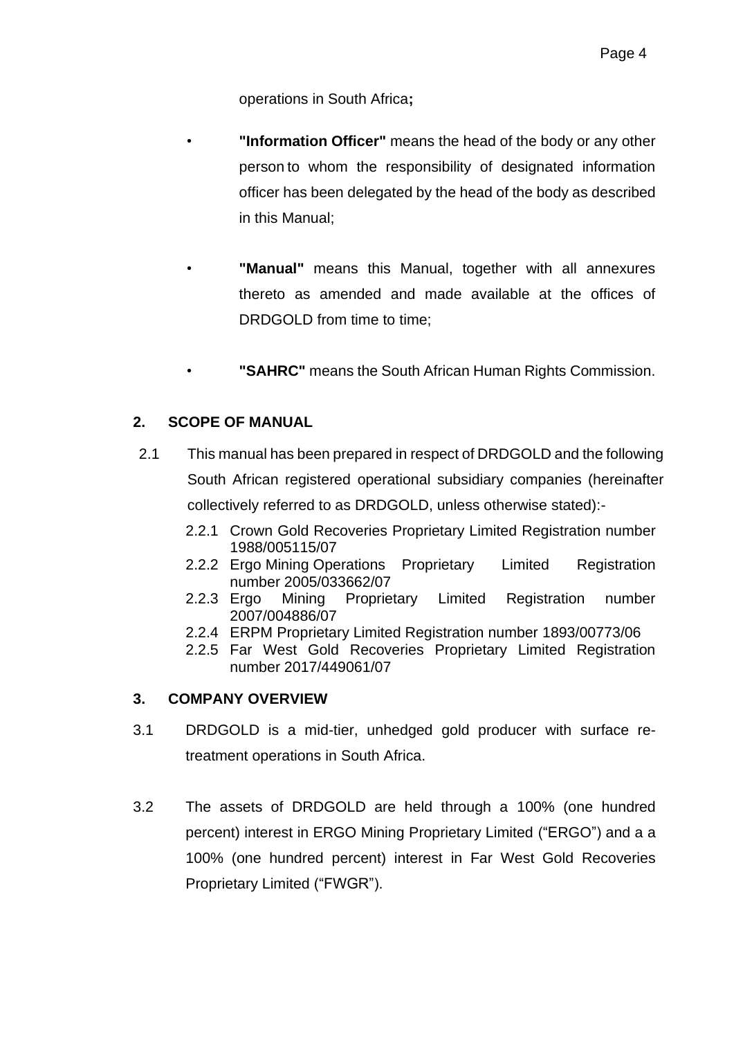operations in South Africa**;**

- **"Information Officer"** means the head of the body or any other person to whom the responsibility of designated information officer has been delegated by the head of the body as described in this Manual;

- **"Manual"** means this Manual, together with all annexures thereto as amended and made available at the offices of DRDGOLD from time to time;

- **"SAHRC"** means the South African Human Rights Commission.

## 2. SCOPE OF MANUAL

2.1 This manual has been prepared in respect of DRDGOLD and the following South African registered operational subsidiary companies (hereinafter collectively referred to as DRDGOLD, unless otherwise stated):-

2.2.1 Crown Gold Recoveries Proprietary Limited Registration number 1988/005115/07

2.2.2 Ergo Mining Operations Proprietary Limited Registration number 2005/033662/07

2.2.3 Ergo Mining Proprietary Limited Registration number 2007/004886/07

2.2.4 ERPM Proprietary Limited Registration number 1893/00773/06

2.2.5 Far West Gold Recoveries Proprietary Limited Registration number 2017/449061/07

## 3. COMPANY OVERVIEW

3.1 DRDGOLD is a mid-tier, unhedged gold producer with surface re-treatment operations in South Africa.

3.2 The assets of DRDGOLD are held through a 100% (one hundred percent) interest in ERGO Mining Proprietary Limited ("ERGO") and a a 100% (one hundred percent) interest in Far West Gold Recoveries Proprietary Limited ("FWGR").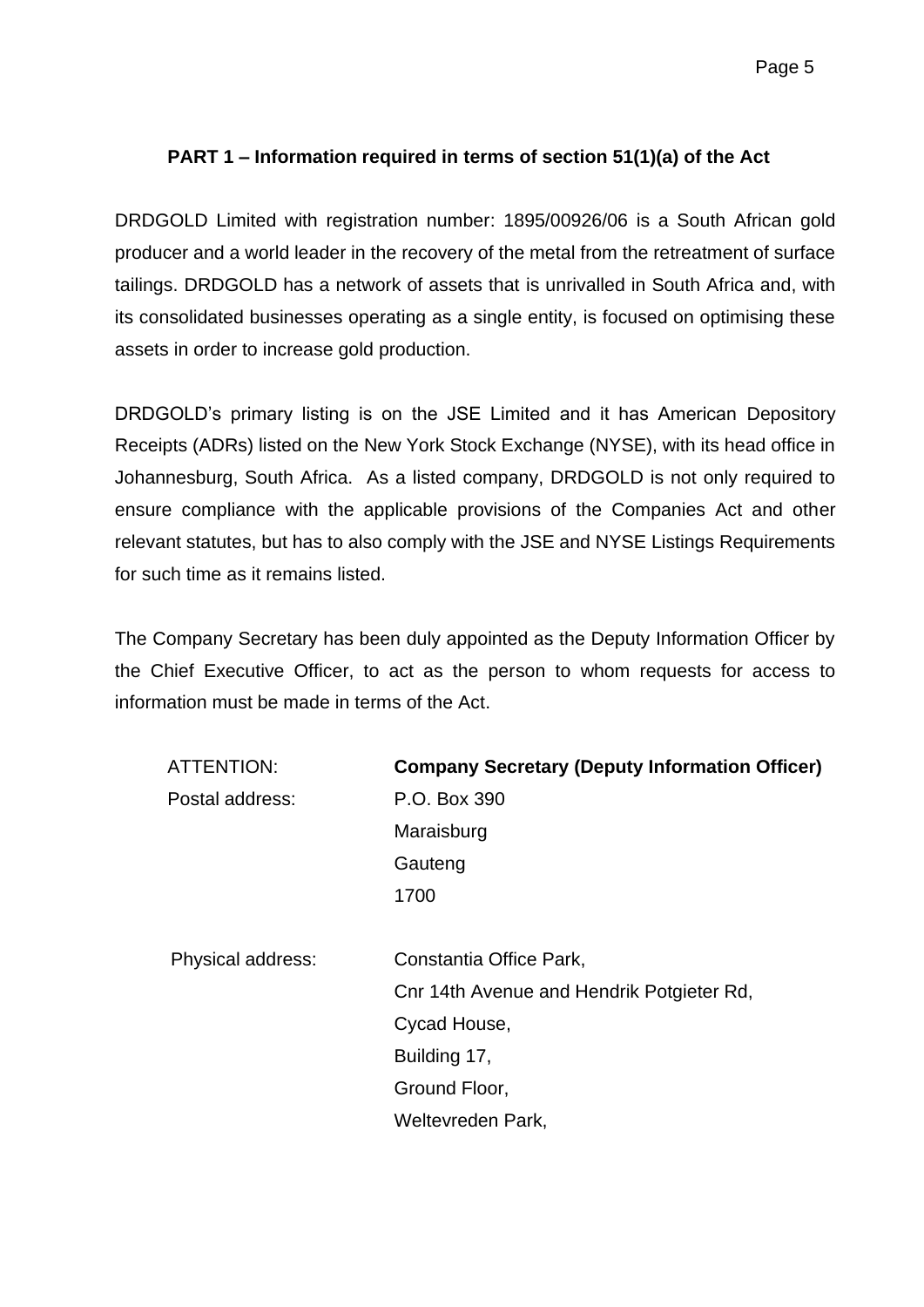## PART 1 – Information required in terms of section 51(1)(a) of the Act

DRDGOLD Limited with registration number: 1895/00926/06 is a South African gold producer and a world leader in the recovery of the metal from the retreatment of surface tailings. DRDGOLD has a network of assets that is unrivalled in South Africa and, with its consolidated businesses operating as a single entity, is focused on optimising these assets in order to increase gold production.

DRDGOLD's primary listing is on the JSE Limited and it has American Depository Receipts (ADRs) listed on the New York Stock Exchange (NYSE), with its head office in Johannesburg, South Africa. As a listed company, DRDGOLD is not only required to ensure compliance with the applicable provisions of the Companies Act and other relevant statutes, but has to also comply with the JSE and NYSE Listings Requirements for such time as it remains listed.

The Company Secretary has been duly appointed as the Deputy Information Officer by the Chief Executive Officer, to act as the person to whom requests for access to information must be made in terms of the Act.

ATTENTION: **Company Secretary (Deputy Information Officer)**

Postal address:
P.O. Box 390
Maraisburg
Gauteng
1700

Physical address:
Constantia Office Park,
Cnr 14th Avenue and Hendrik Potgieter Rd,
Cycad House,
Building 17,
Ground Floor,
Weltevreden Park,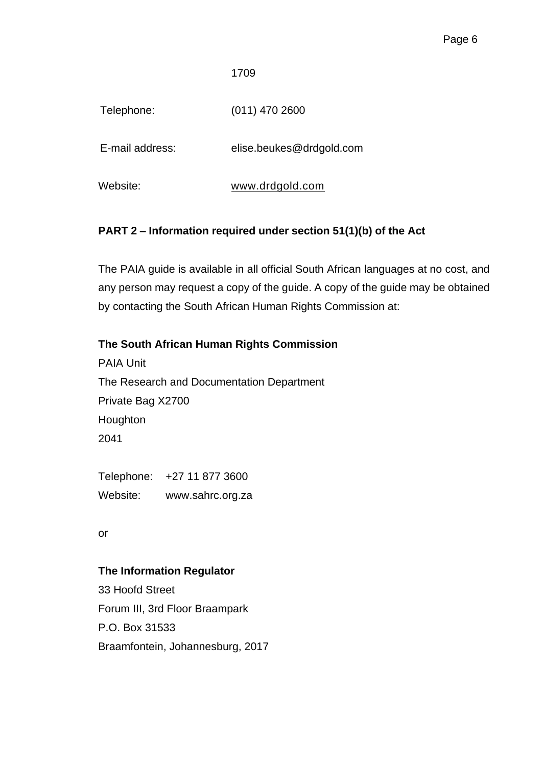1709

| | |
|---|---|
| Telephone: | (011) 470 2600 |
| E-mail address: | elise.beukes@drdgold.com |
| Website: | www.drdgold.com |

**PART 2 – Information required under section 51(1)(b) of the Act**

The PAIA guide is available in all official South African languages at no cost, and any person may request a copy of the guide. A copy of the guide may be obtained by contacting the South African Human Rights Commission at:

**The South African Human Rights Commission**
PAIA Unit
The Research and Documentation Department
Private Bag X2700
Houghton
2041

Telephone: +27 11 877 3600
Website: www.sahrc.org.za

or

**The Information Regulator**
33 Hoofd Street
Forum III, 3rd Floor Braampark
P.O. Box 31533
Braamfontein, Johannesburg, 2017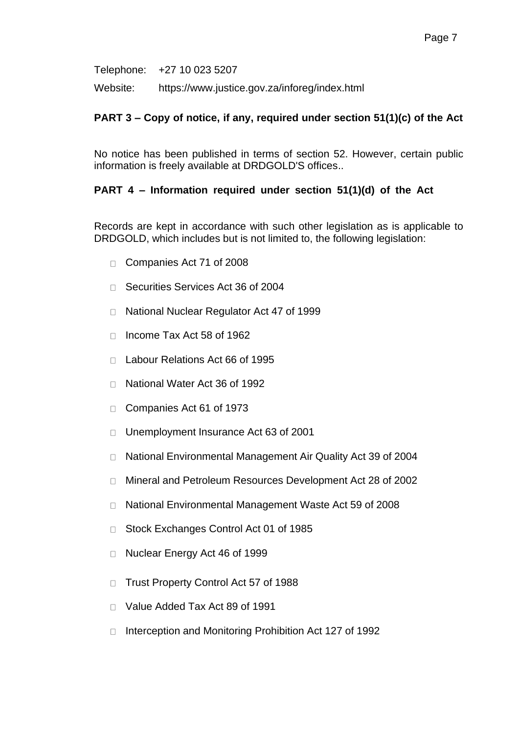Telephone: +27 10 023 5207

Website: https://www.justice.gov.za/inforeg/index.html

**PART 3 – Copy of notice, if any, required under section 51(1)(c) of the Act**

No notice has been published in terms of section 52. However, certain public information is freely available at DRDGOLD'S offices..

**PART 4 – Information required under section 51(1)(d) of the Act**

Records are kept in accordance with such other legislation as is applicable to DRDGOLD, which includes but is not limited to, the following legislation:

- Companies Act 71 of 2008
- Securities Services Act 36 of 2004
- National Nuclear Regulator Act 47 of 1999
- Income Tax Act 58 of 1962
- Labour Relations Act 66 of 1995
- National Water Act 36 of 1992
- Companies Act 61 of 1973
- Unemployment Insurance Act 63 of 2001
- National Environmental Management Air Quality Act 39 of 2004
- Mineral and Petroleum Resources Development Act 28 of 2002
- National Environmental Management Waste Act 59 of 2008
- Stock Exchanges Control Act 01 of 1985
- Nuclear Energy Act 46 of 1999
- Trust Property Control Act 57 of 1988
- Value Added Tax Act 89 of 1991
- Interception and Monitoring Prohibition Act 127 of 1992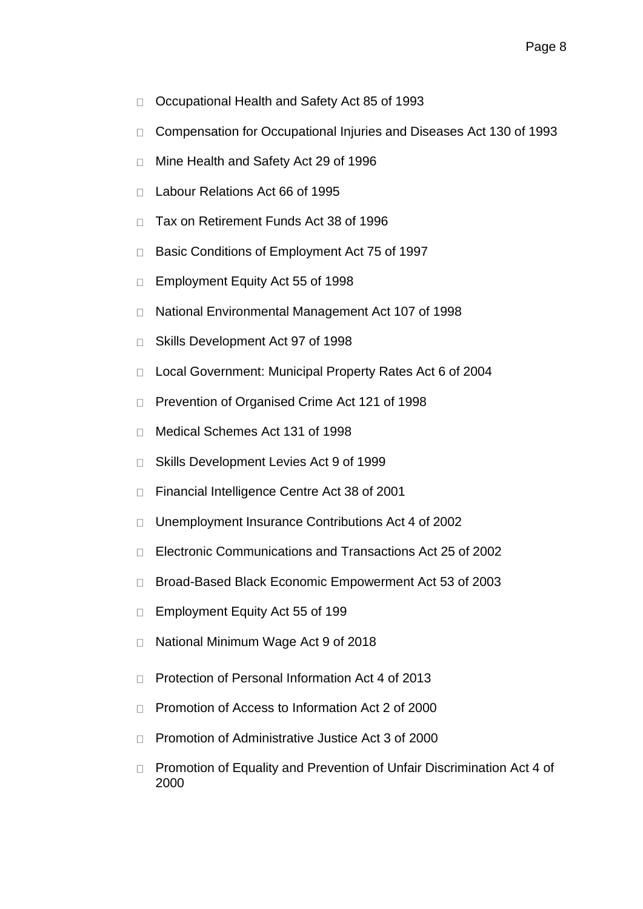- Occupational Health and Safety Act 85 of 1993
- Compensation for Occupational Injuries and Diseases Act 130 of 1993
- Mine Health and Safety Act 29 of 1996
- Labour Relations Act 66 of 1995
- Tax on Retirement Funds Act 38 of 1996
- Basic Conditions of Employment Act 75 of 1997
- Employment Equity Act 55 of 1998
- National Environmental Management Act 107 of 1998
- Skills Development Act 97 of 1998
- Local Government: Municipal Property Rates Act 6 of 2004
- Prevention of Organised Crime Act 121 of 1998
- Medical Schemes Act 131 of 1998
- Skills Development Levies Act 9 of 1999
- Financial Intelligence Centre Act 38 of 2001
- Unemployment Insurance Contributions Act 4 of 2002
- Electronic Communications and Transactions Act 25 of 2002
- Broad-Based Black Economic Empowerment Act 53 of 2003
- Employment Equity Act 55 of 199
- National Minimum Wage Act 9 of 2018
- Protection of Personal Information Act 4 of 2013
- Promotion of Access to Information Act 2 of 2000
- Promotion of Administrative Justice Act 3 of 2000
- Promotion of Equality and Prevention of Unfair Discrimination Act 4 of 2000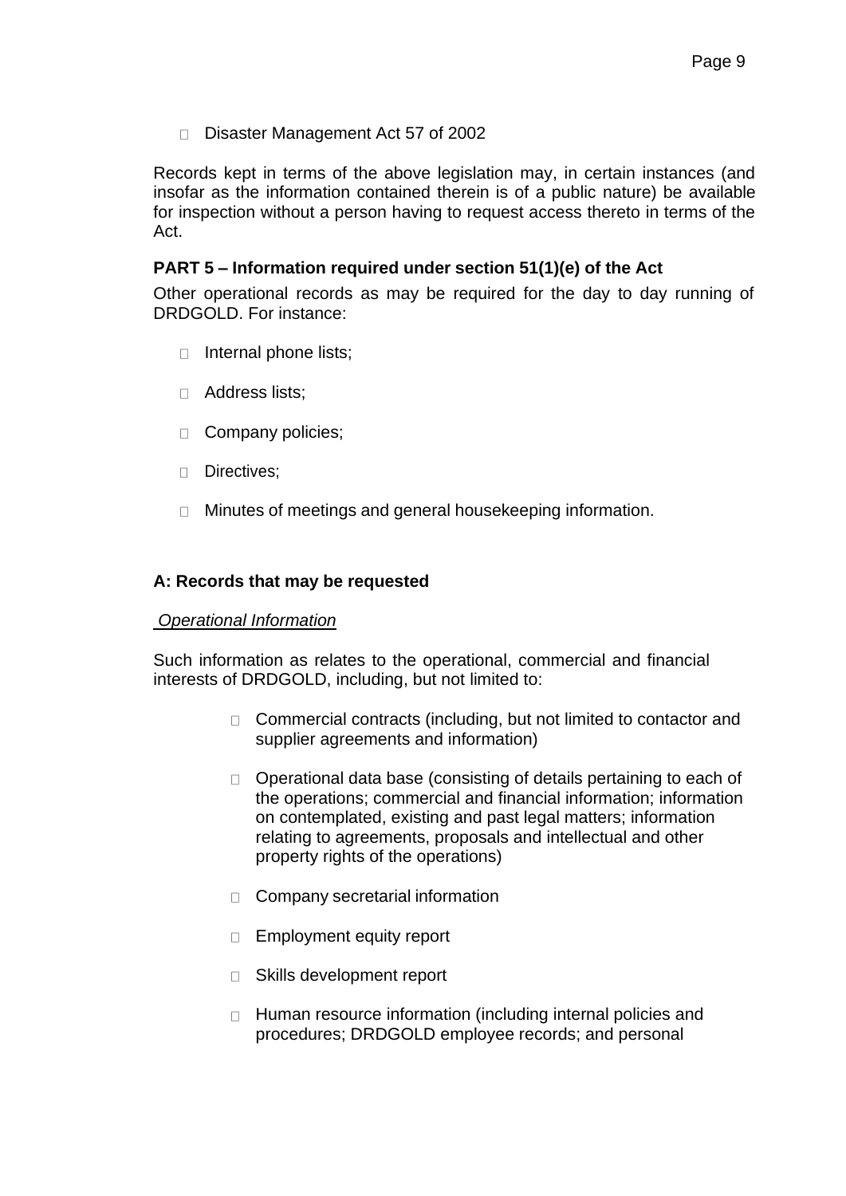- Disaster Management Act 57 of 2002

Records kept in terms of the above legislation may, in certain instances (and insofar as the information contained therein is of a public nature) be available for inspection without a person having to request access thereto in terms of the Act.

## PART 5 – Information required under section 51(1)(e) of the Act

Other operational records as may be required for the day to day running of DRDGOLD. For instance:

- Internal phone lists;
- Address lists;
- Company policies;
- Directives;
- Minutes of meetings and general housekeeping information.

### A: Records that may be requested

*Operational Information*

Such information as relates to the operational, commercial and financial interests of DRDGOLD, including, but not limited to:

- Commercial contracts (including, but not limited to contactor and supplier agreements and information)
- Operational data base (consisting of details pertaining to each of the operations; commercial and financial information; information on contemplated, existing and past legal matters; information relating to agreements, proposals and intellectual and other property rights of the operations)
- Company secretarial information
- Employment equity report
- Skills development report
- Human resource information (including internal policies and procedures; DRDGOLD employee records; and personal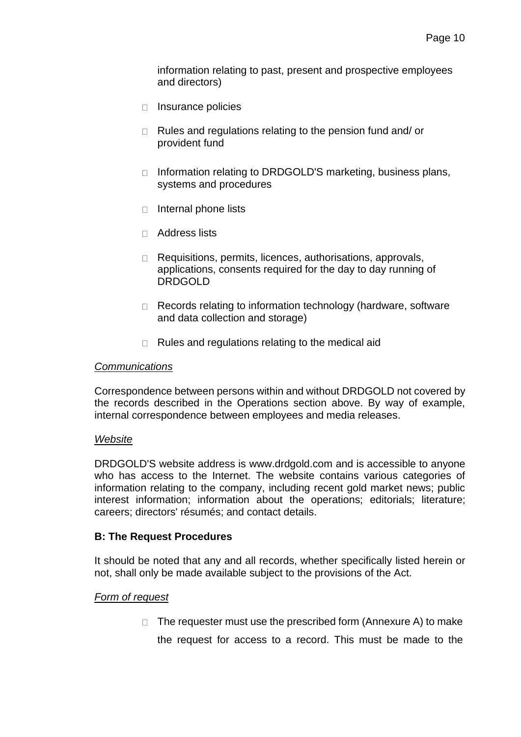information relating to past, present and prospective employees and directors)

- Insurance policies
- Rules and regulations relating to the pension fund and/ or provident fund
- Information relating to DRDGOLD'S marketing, business plans, systems and procedures
- Internal phone lists
- Address lists
- Requisitions, permits, licences, authorisations, approvals, applications, consents required for the day to day running of DRDGOLD
- Records relating to information technology (hardware, software and data collection and storage)
- Rules and regulations relating to the medical aid

*Communications*

Correspondence between persons within and without DRDGOLD not covered by the records described in the Operations section above. By way of example, internal correspondence between employees and media releases.

*Website*

DRDGOLD'S website address is www.drdgold.com and is accessible to anyone who has access to the Internet. The website contains various categories of information relating to the company, including recent gold market news; public interest information; information about the operations; editorials; literature; careers; directors' résumés; and contact details.

**B: The Request Procedures**

It should be noted that any and all records, whether specifically listed herein or not, shall only be made available subject to the provisions of the Act.

*Form of request*

- The requester must use the prescribed form (Annexure A) to make the request for access to a record. This must be made to the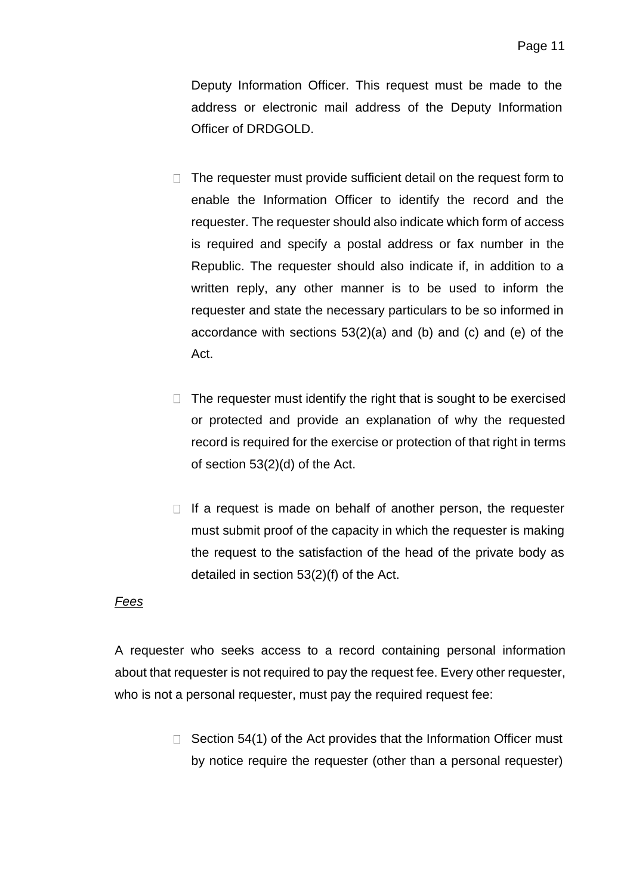Deputy Information Officer. This request must be made to the address or electronic mail address of the Deputy Information Officer of DRDGOLD.

- The requester must provide sufficient detail on the request form to enable the Information Officer to identify the record and the requester. The requester should also indicate which form of access is required and specify a postal address or fax number in the Republic. The requester should also indicate if, in addition to a written reply, any other manner is to be used to inform the requester and state the necessary particulars to be so informed in accordance with sections 53(2)(a) and (b) and (c) and (e) of the Act.

- The requester must identify the right that is sought to be exercised or protected and provide an explanation of why the requested record is required for the exercise or protection of that right in terms of section 53(2)(d) of the Act.

- If a request is made on behalf of another person, the requester must submit proof of the capacity in which the requester is making the request to the satisfaction of the head of the private body as detailed in section 53(2)(f) of the Act.

*Fees*

A requester who seeks access to a record containing personal information about that requester is not required to pay the request fee. Every other requester, who is not a personal requester, must pay the required request fee:

- Section 54(1) of the Act provides that the Information Officer must by notice require the requester (other than a personal requester)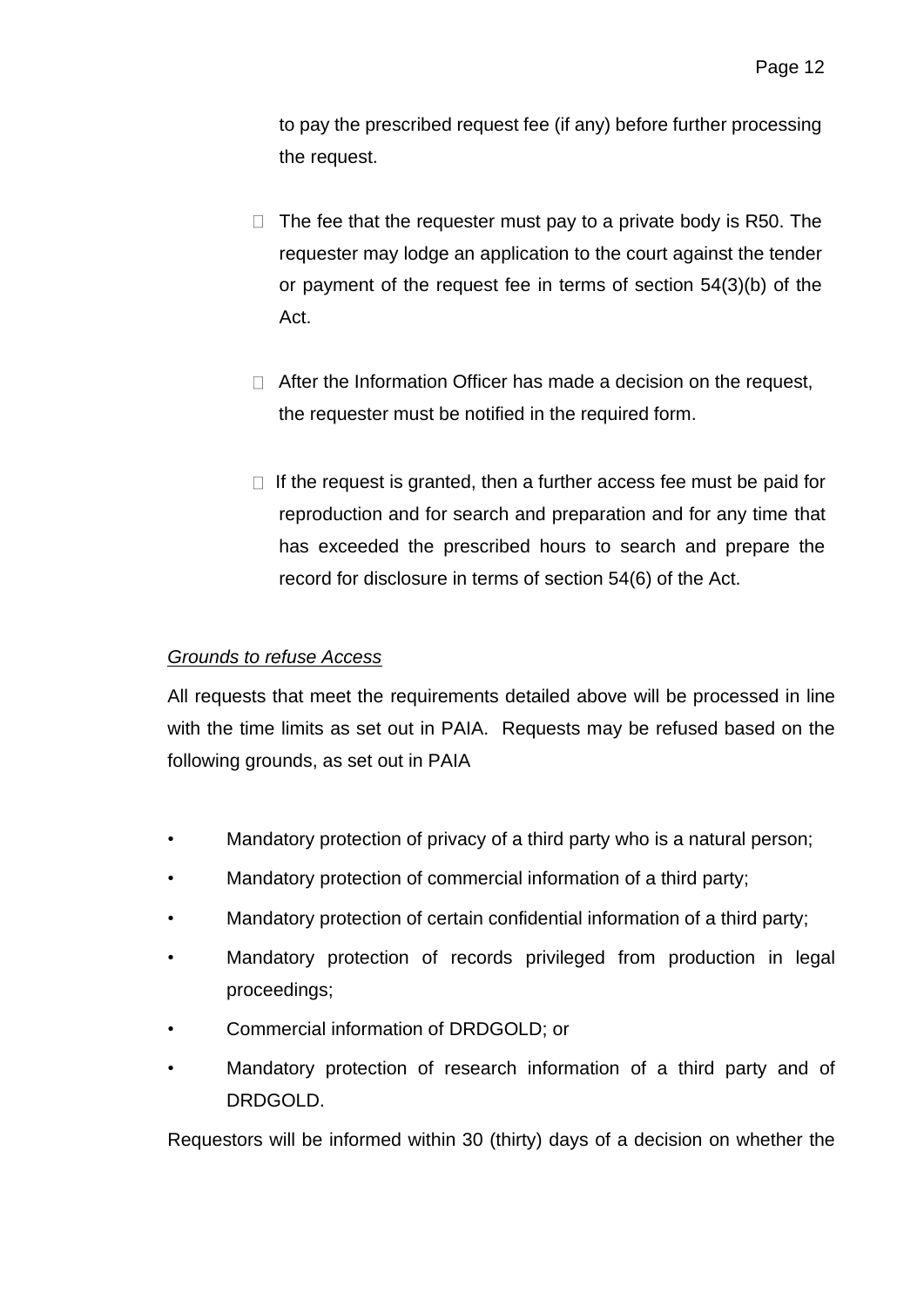to pay the prescribed request fee (if any) before further processing the request.

- The fee that the requester must pay to a private body is R50. The requester may lodge an application to the court against the tender or payment of the request fee in terms of section 54(3)(b) of the Act.

- After the Information Officer has made a decision on the request, the requester must be notified in the required form.

- If the request is granted, then a further access fee must be paid for reproduction and for search and preparation and for any time that has exceeded the prescribed hours to search and prepare the record for disclosure in terms of section 54(6) of the Act.

*Grounds to refuse Access*

All requests that meet the requirements detailed above will be processed in line with the time limits as set out in PAIA. Requests may be refused based on the following grounds, as set out in PAIA

- Mandatory protection of privacy of a third party who is a natural person;
- Mandatory protection of commercial information of a third party;
- Mandatory protection of certain confidential information of a third party;
- Mandatory protection of records privileged from production in legal proceedings;
- Commercial information of DRDGOLD; or
- Mandatory protection of research information of a third party and of DRDGOLD.

Requestors will be informed within 30 (thirty) days of a decision on whether the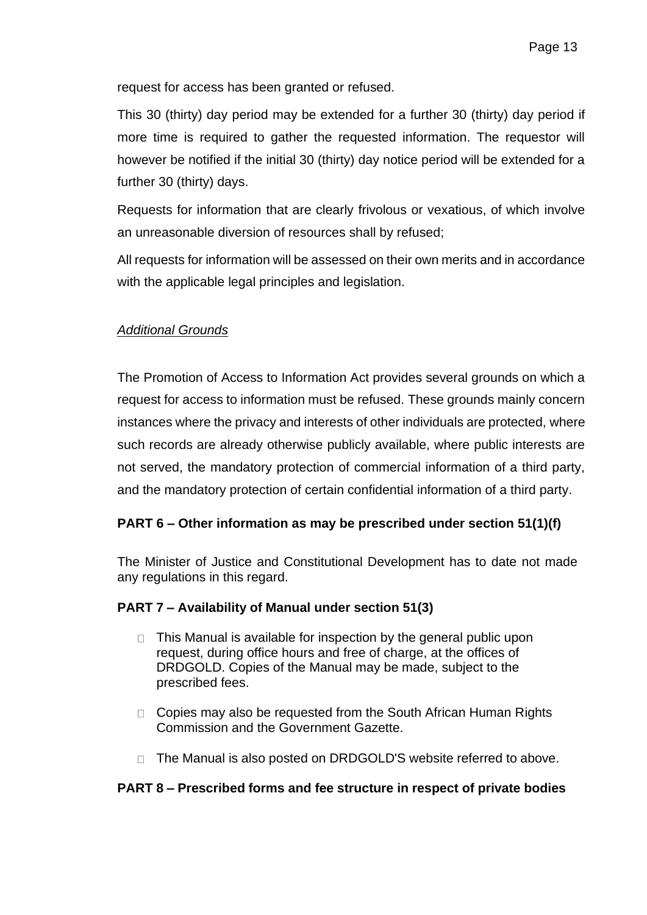request for access has been granted or refused.

This 30 (thirty) day period may be extended for a further 30 (thirty) day period if more time is required to gather the requested information. The requestor will however be notified if the initial 30 (thirty) day notice period will be extended for a further 30 (thirty) days.

Requests for information that are clearly frivolous or vexatious, of which involve an unreasonable diversion of resources shall by refused;

All requests for information will be assessed on their own merits and in accordance with the applicable legal principles and legislation.

*Additional Grounds*

The Promotion of Access to Information Act provides several grounds on which a request for access to information must be refused. These grounds mainly concern instances where the privacy and interests of other individuals are protected, where such records are already otherwise publicly available, where public interests are not served, the mandatory protection of commercial information of a third party, and the mandatory protection of certain confidential information of a third party.

**PART 6 – Other information as may be prescribed under section 51(1)(f)**

The Minister of Justice and Constitutional Development has to date not made any regulations in this regard.

**PART 7 – Availability of Manual under section 51(3)**

- This Manual is available for inspection by the general public upon request, during office hours and free of charge, at the offices of DRDGOLD. Copies of the Manual may be made, subject to the prescribed fees.
- Copies may also be requested from the South African Human Rights Commission and the Government Gazette.
- The Manual is also posted on DRDGOLD'S website referred to above.

**PART 8 – Prescribed forms and fee structure in respect of private bodies**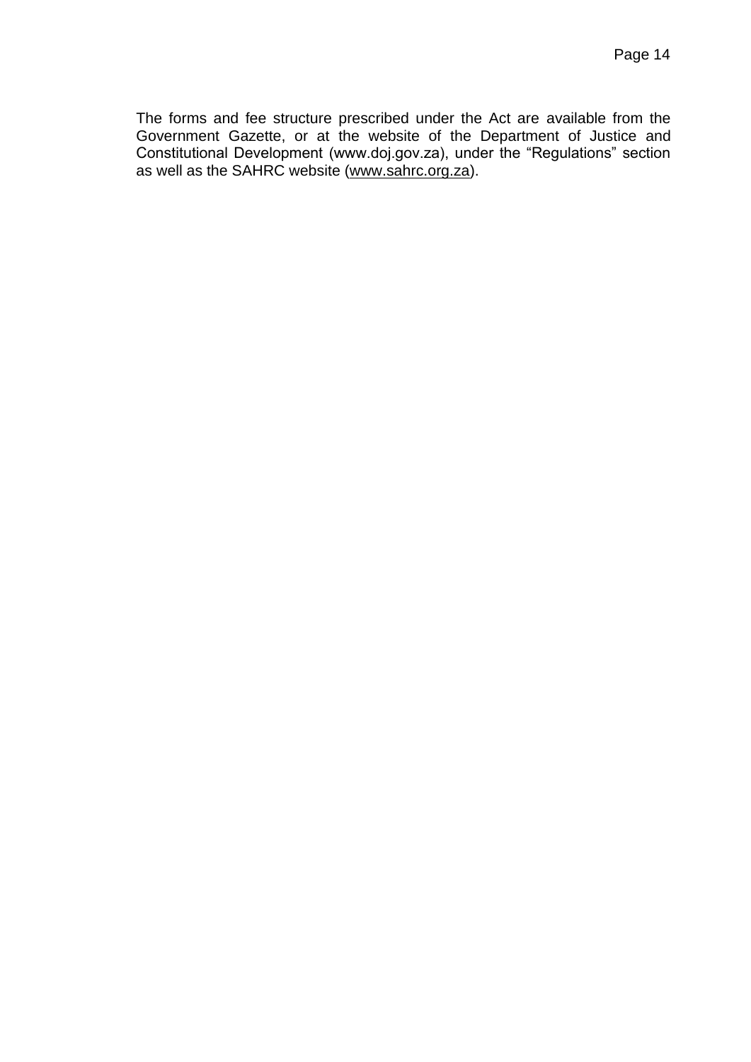The forms and fee structure prescribed under the Act are available from the Government Gazette, or at the website of the Department of Justice and Constitutional Development (www.doj.gov.za), under the "Regulations" section as well as the SAHRC website (www.sahrc.org.za).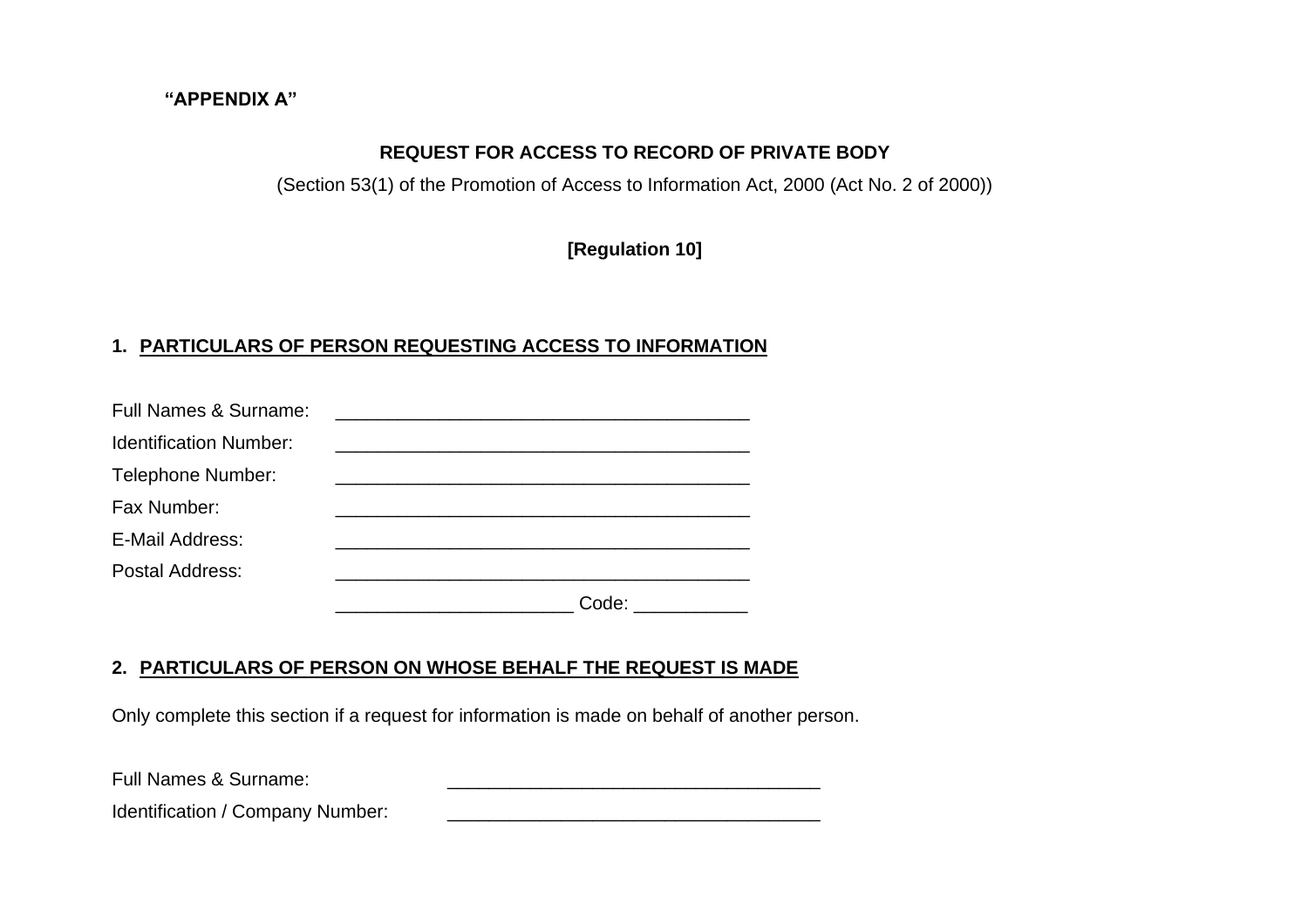**“APPENDIX A”**

**REQUEST FOR ACCESS TO RECORD OF PRIVATE BODY**

(Section 53(1) of the Promotion of Access to Information Act, 2000 (Act No. 2 of 2000))

**[Regulation 10]**

**1. PARTICULARS OF PERSON REQUESTING ACCESS TO INFORMATION**

Full Names & Surname: ________________________________________

Identification Number: ________________________________________

Telephone Number: ________________________________________

Fax Number: ________________________________________

E-Mail Address: ________________________________________

Postal Address: ________________________________________

______________________ Code: ___________

**2. PARTICULARS OF PERSON ON WHOSE BEHALF THE REQUEST IS MADE**

Only complete this section if a request for information is made on behalf of another person.

Full Names & Surname: ____________________________________

Identification / Company Number: ____________________________________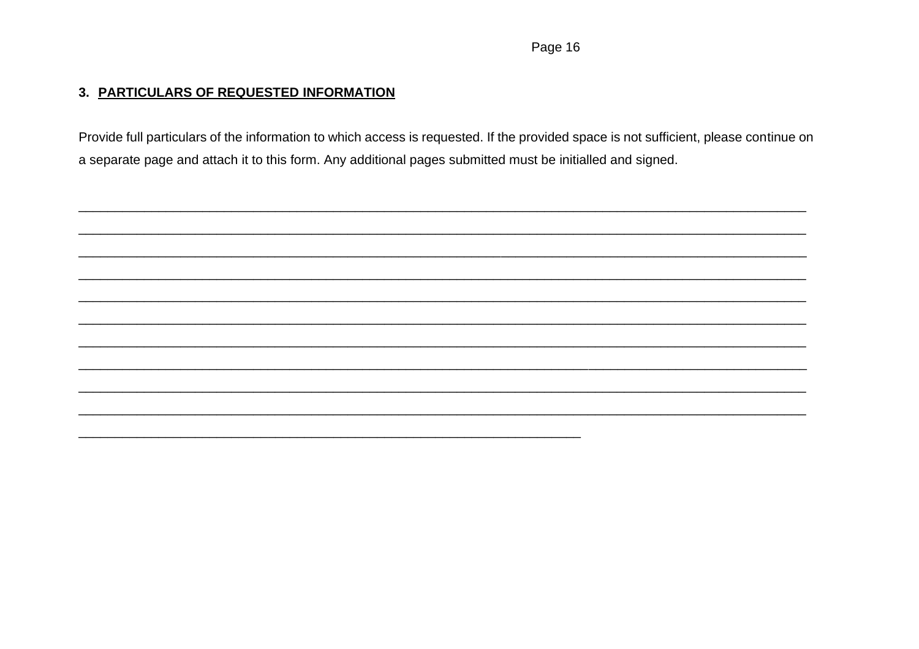### 3. **PARTICULARS OF REQUESTED INFORMATION**

Provide full particulars of the information to which access is requested. If the provided space is not sufficient, please continue on a separate page and attach it to this form. Any additional pages submitted must be initialled and signed.

\_\_\_\_\_\_\_\_\_\_\_\_\_\_\_\_\_\_\_\_\_\_\_\_\_\_\_\_\_\_\_\_\_\_\_\_\_\_\_\_\_\_\_\_\_\_\_\_\_\_\_\_\_\_\_\_\_\_\_\_\_\_\_\_\_\_\_\_\_\_\_\_\_\_\_\_\_\_\_\_\_\_\_\_\_\_\_\_

\_\_\_\_\_\_\_\_\_\_\_\_\_\_\_\_\_\_\_\_\_\_\_\_\_\_\_\_\_\_\_\_\_\_\_\_\_\_\_\_\_\_\_\_\_\_\_\_\_\_\_\_\_\_\_\_\_\_\_\_\_\_\_\_\_\_\_\_\_\_\_\_\_\_\_\_\_\_\_\_\_\_\_\_\_\_\_\_

\_\_\_\_\_\_\_\_\_\_\_\_\_\_\_\_\_\_\_\_\_\_\_\_\_\_\_\_\_\_\_\_\_\_\_\_\_\_\_\_\_\_\_\_\_\_\_\_\_\_\_\_\_\_\_\_\_\_\_\_\_\_\_\_\_\_\_\_\_\_\_\_\_\_\_\_\_\_\_\_\_\_\_\_\_\_\_\_

\_\_\_\_\_\_\_\_\_\_\_\_\_\_\_\_\_\_\_\_\_\_\_\_\_\_\_\_\_\_\_\_\_\_\_\_\_\_\_\_\_\_\_\_\_\_\_\_\_\_\_\_\_\_\_\_\_\_\_\_\_\_\_\_\_\_\_\_\_\_\_\_\_\_\_\_\_\_\_\_\_\_\_\_\_\_\_\_

\_\_\_\_\_\_\_\_\_\_\_\_\_\_\_\_\_\_\_\_\_\_\_\_\_\_\_\_\_\_\_\_\_\_\_\_\_\_\_\_\_\_\_\_\_\_\_\_\_\_\_\_\_\_\_\_\_\_\_\_\_\_\_\_\_\_\_\_\_\_\_\_\_\_\_\_\_\_\_\_\_\_\_\_\_\_\_\_

\_\_\_\_\_\_\_\_\_\_\_\_\_\_\_\_\_\_\_\_\_\_\_\_\_\_\_\_\_\_\_\_\_\_\_\_\_\_\_\_\_\_\_\_\_\_\_\_\_\_\_\_\_\_\_\_\_\_\_\_\_\_\_\_\_\_\_\_\_\_\_\_\_\_\_\_\_\_\_\_\_\_\_\_\_\_\_\_

\_\_\_\_\_\_\_\_\_\_\_\_\_\_\_\_\_\_\_\_\_\_\_\_\_\_\_\_\_\_\_\_\_\_\_\_\_\_\_\_\_\_\_\_\_\_\_\_\_\_\_\_\_\_\_\_\_\_\_\_\_\_\_\_\_\_\_\_\_\_\_\_\_\_\_\_\_\_\_\_\_\_\_\_\_\_\_\_

\_\_\_\_\_\_\_\_\_\_\_\_\_\_\_\_\_\_\_\_\_\_\_\_\_\_\_\_\_\_\_\_\_\_\_\_\_\_\_\_\_\_\_\_\_\_\_\_\_\_\_\_\_\_\_\_\_\_\_\_\_\_\_\_\_\_\_\_\_\_\_\_\_\_\_\_\_\_\_\_\_\_\_\_\_\_\_\_

\_\_\_\_\_\_\_\_\_\_\_\_\_\_\_\_\_\_\_\_\_\_\_\_\_\_\_\_\_\_\_\_\_\_\_\_\_\_\_\_\_\_\_\_\_\_\_\_\_\_\_\_\_\_\_\_\_\_\_\_\_\_\_\_\_\_\_\_\_\_\_\_\_\_\_\_\_\_\_\_\_\_\_\_\_\_\_\_

\_\_\_\_\_\_\_\_\_\_\_\_\_\_\_\_\_\_\_\_\_\_\_\_\_\_\_\_\_\_\_\_\_\_\_\_\_\_\_\_\_\_\_\_\_\_\_\_\_\_\_\_\_\_\_\_\_\_\_\_\_\_\_\_\_\_\_\_\_\_\_\_\_\_\_\_\_\_\_\_\_\_\_\_\_\_\_\_

\_\_\_\_\_\_\_\_\_\_\_\_\_\_\_\_\_\_\_\_\_\_\_\_\_\_\_\_\_\_\_\_\_\_\_\_\_\_\_\_\_\_\_\_\_\_\_\_\_\_\_\_\_\_\_\_\_\_\_\_\_\_\_\_\_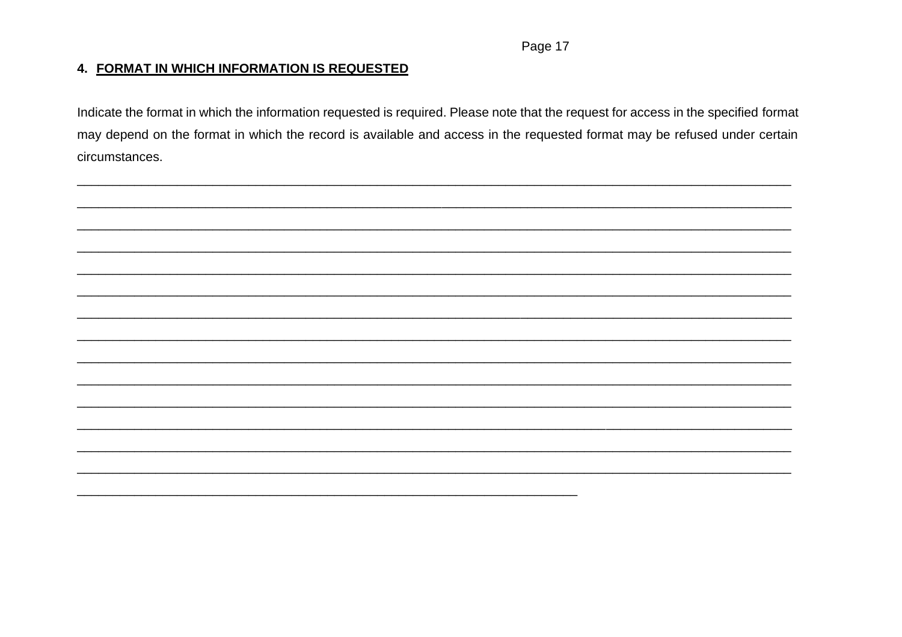## 4. **FORMAT IN WHICH INFORMATION IS REQUESTED**

Indicate the format in which the information requested is required. Please note that the request for access in the specified format may depend on the format in which the record is available and access in the requested format may be refused under certain circumstances.

______________________________________________________________________________________________

______________________________________________________________________________________________

______________________________________________________________________________________________

______________________________________________________________________________________________

______________________________________________________________________________________________

______________________________________________________________________________________________

______________________________________________________________________________________________

______________________________________________________________________________________________

______________________________________________________________________________________________

______________________________________________________________________________________________

______________________________________________________________________________________________

______________________________________________________________________________________________

______________________________________________________________________________________________

______________________________________________________________________________________________

__________________________________________________________________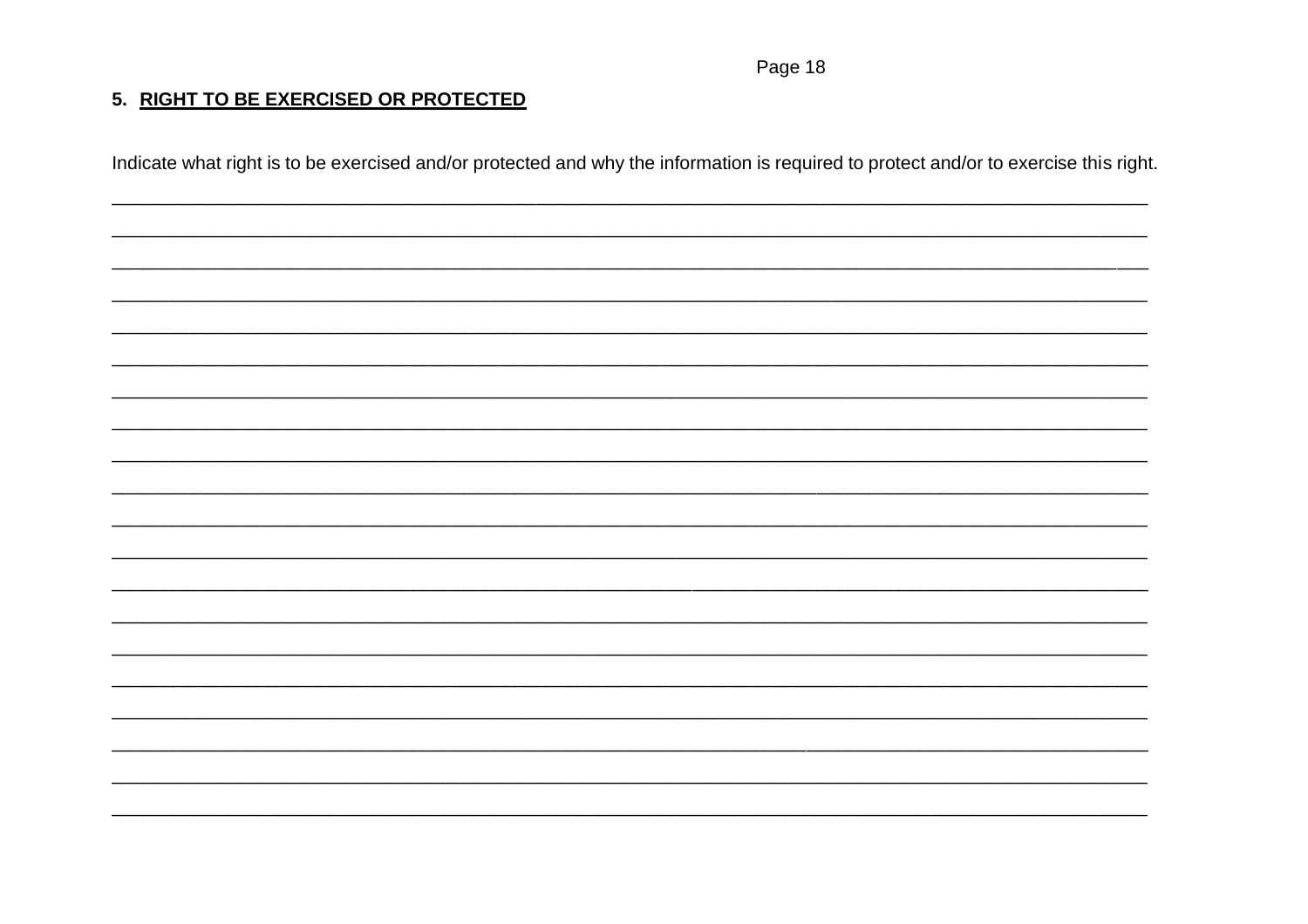## 5. RIGHT TO BE EXERCISED OR PROTECTED

Indicate what right is to be exercised and/or protected and why the information is required to protect and/or to exercise this right.

_______________________________________________________________________________________________

_______________________________________________________________________________________________

_______________________________________________________________________________________________

_______________________________________________________________________________________________

_______________________________________________________________________________________________

_______________________________________________________________________________________________

_______________________________________________________________________________________________

_______________________________________________________________________________________________

_______________________________________________________________________________________________

_______________________________________________________________________________________________

_______________________________________________________________________________________________

_______________________________________________________________________________________________

_______________________________________________________________________________________________

_______________________________________________________________________________________________

_______________________________________________________________________________________________

_______________________________________________________________________________________________

_______________________________________________________________________________________________

_______________________________________________________________________________________________

_______________________________________________________________________________________________

_______________________________________________________________________________________________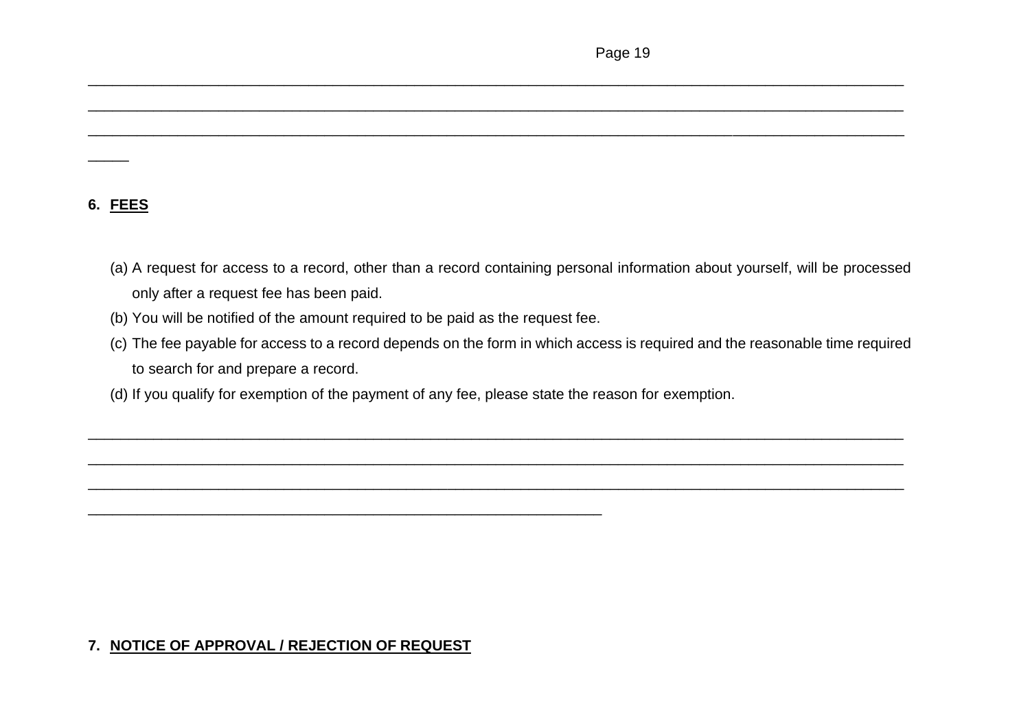\_\_\_\_\_\_\_\_\_\_\_\_\_\_\_\_\_\_\_\_\_\_\_\_\_\_\_\_\_\_\_\_\_\_\_\_\_\_\_\_\_\_\_\_\_\_\_\_\_\_\_\_\_\_\_\_\_\_\_\_\_\_\_\_\_\_\_\_\_\_\_\_\_\_\_\_\_\_

\_\_\_\_\_\_\_\_\_\_\_\_\_\_\_\_\_\_\_\_\_\_\_\_\_\_\_\_\_\_\_\_\_\_\_\_\_\_\_\_\_\_\_\_\_\_\_\_\_\_\_\_\_\_\_\_\_\_\_\_\_\_\_\_\_\_\_\_\_\_\_\_\_\_\_\_\_\_

\_\_\_\_\_\_\_\_\_\_\_\_\_\_\_\_\_\_\_\_\_\_\_\_\_\_\_\_\_\_\_\_\_\_\_\_\_\_\_\_\_\_\_\_\_\_\_\_\_\_\_\_\_\_\_\_\_\_\_\_\_\_\_\_\_\_\_\_\_\_\_\_\_\_\_\_\_\_

\_\_\_\_\_

**6. FEES**

(a) A request for access to a record, other than a record containing personal information about yourself, will be processed only after a request fee has been paid.

(b) You will be notified of the amount required to be paid as the request fee.

(c) The fee payable for access to a record depends on the form in which access is required and the reasonable time required to search for and prepare a record.

(d) If you qualify for exemption of the payment of any fee, please state the reason for exemption.

\_\_\_\_\_\_\_\_\_\_\_\_\_\_\_\_\_\_\_\_\_\_\_\_\_\_\_\_\_\_\_\_\_\_\_\_\_\_\_\_\_\_\_\_\_\_\_\_\_\_\_\_\_\_\_\_\_\_\_\_\_\_\_\_\_\_\_\_\_\_\_\_\_\_\_\_\_\_

\_\_\_\_\_\_\_\_\_\_\_\_\_\_\_\_\_\_\_\_\_\_\_\_\_\_\_\_\_\_\_\_\_\_\_\_\_\_\_\_\_\_\_\_\_\_\_\_\_\_\_\_\_\_\_\_\_\_\_\_\_\_\_\_\_\_\_\_\_\_\_\_\_\_\_\_\_\_

\_\_\_\_\_\_\_\_\_\_\_\_\_\_\_\_\_\_\_\_\_\_\_\_\_\_\_\_\_\_\_\_\_\_\_\_\_\_\_\_\_\_\_\_\_\_\_\_\_\_\_\_\_\_\_\_\_\_\_\_\_\_\_\_\_\_\_\_\_\_\_\_\_\_\_\_\_\_

\_\_\_\_\_\_\_\_\_\_\_\_\_\_\_\_\_\_\_\_\_\_\_\_\_\_\_\_\_\_\_\_\_\_\_\_\_\_\_\_\_\_\_\_\_\_\_\_\_\_

**7. NOTICE OF APPROVAL / REJECTION OF REQUEST**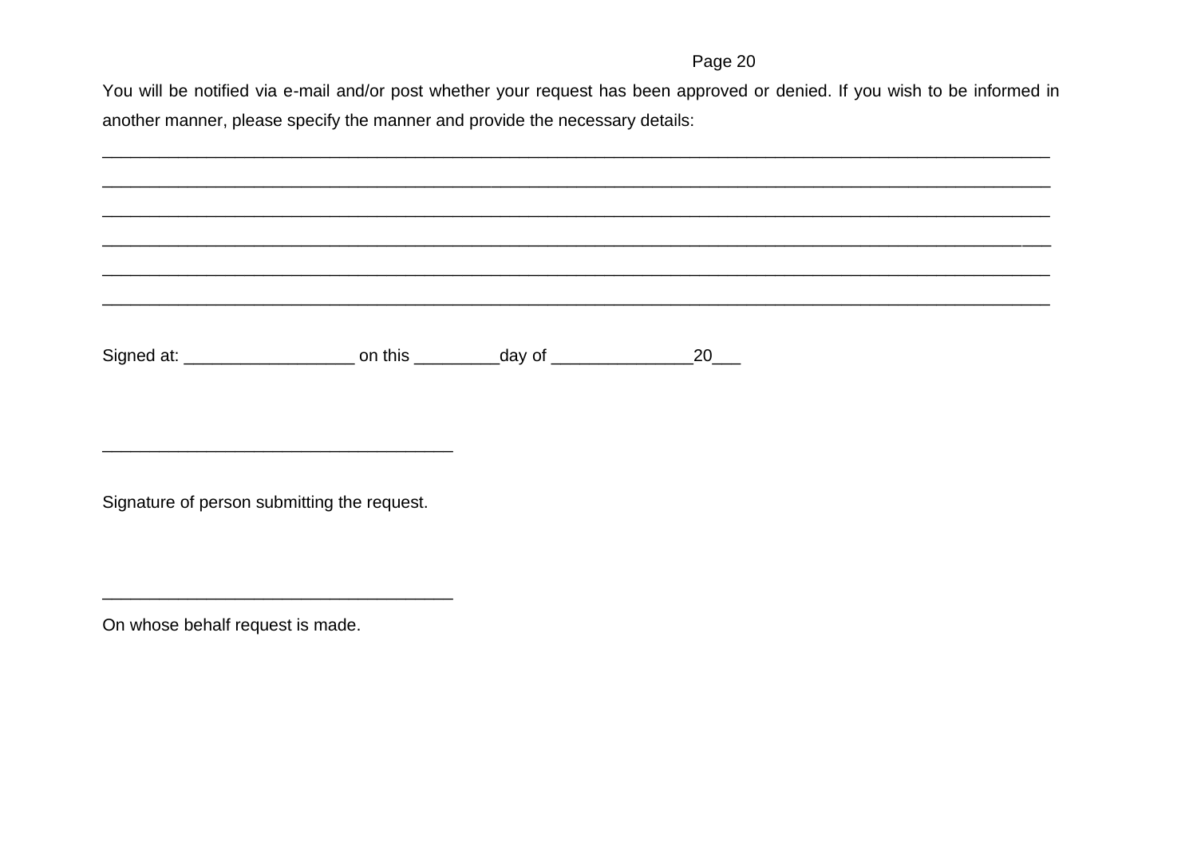You will be notified via e-mail and/or post whether your request has been approved or denied. If you wish to be informed in another manner, please specify the manner and provide the necessary details:

________________________________________________________________________________________________

________________________________________________________________________________________________

________________________________________________________________________________________________

________________________________________________________________________________________________

________________________________________________________________________________________________

________________________________________________________________________________________________

Signed at: __________________ on this _________day of _______________20___

____________________________________

Signature of person submitting the request.

____________________________________

On whose behalf request is made.